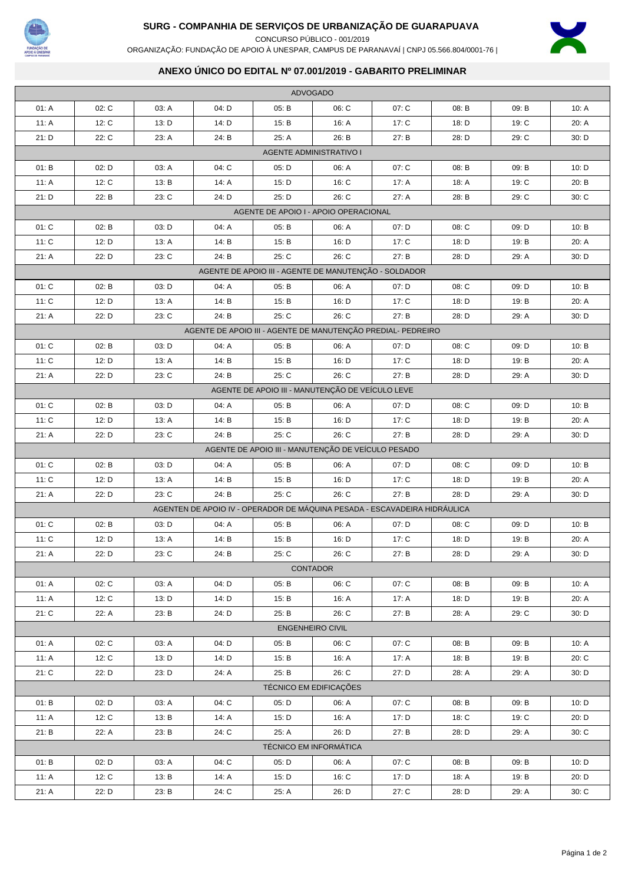# SURG - COMPANHIA DE SERVIÇOS DE URBANIZAÇÃO DE GUARAPUAVA

CONCURSO PÚBLICO - 001/2019

ORGANIZAÇÃO: FUNDAÇÃO DE APOIO À UNESPAR, CAMPUS DE PARANAVAÍ | CNPJ 05.566.804/0001-76 |

## ANEXO ÚNICO DO EDITAL Nº 07.001/2019 - GABARITO PRELIMINAR

| ADVOGADO | | | | | | | | | |
|---|---|---|---|---|---|---|---|---|---|
| 01: A | 02: C | 03: A | 04: D | 05: B | 06: C | 07: C | 08: B | 09: B | 10: A |
| 11: A | 12: C | 13: D | 14: D | 15: B | 16: A | 17: C | 18: D | 19: C | 20: A |
| 21: D | 22: C | 23: A | 24: B | 25: A | 26: B | 27: B | 28: D | 29: C | 30: D |
| AGENTE ADMINISTRATIVO I | | | | | | | | | |
| 01: B | 02: D | 03: A | 04: C | 05: D | 06: A | 07: C | 08: B | 09: B | 10: D |
| 11: A | 12: C | 13: B | 14: A | 15: D | 16: C | 17: A | 18: A | 19: C | 20: B |
| 21: D | 22: B | 23: C | 24: D | 25: D | 26: C | 27: A | 28: B | 29: C | 30: C |
| AGENTE DE APOIO I - APOIO OPERACIONAL | | | | | | | | | |
| 01: C | 02: B | 03: D | 04: A | 05: B | 06: A | 07: D | 08: C | 09: D | 10: B |
| 11: C | 12: D | 13: A | 14: B | 15: B | 16: D | 17: C | 18: D | 19: B | 20: A |
| 21: A | 22: D | 23: C | 24: B | 25: C | 26: C | 27: B | 28: D | 29: A | 30: D |
| AGENTE DE APOIO III - AGENTE DE MANUTENÇÃO - SOLDADOR | | | | | | | | | |
| 01: C | 02: B | 03: D | 04: A | 05: B | 06: A | 07: D | 08: C | 09: D | 10: B |
| 11: C | 12: D | 13: A | 14: B | 15: B | 16: D | 17: C | 18: D | 19: B | 20: A |
| 21: A | 22: D | 23: C | 24: B | 25: C | 26: C | 27: B | 28: D | 29: A | 30: D |
| AGENTE DE APOIO III - AGENTE DE MANUTENÇÃO PREDIAL- PEDREIRO | | | | | | | | | |
| 01: C | 02: B | 03: D | 04: A | 05: B | 06: A | 07: D | 08: C | 09: D | 10: B |
| 11: C | 12: D | 13: A | 14: B | 15: B | 16: D | 17: C | 18: D | 19: B | 20: A |
| 21: A | 22: D | 23: C | 24: B | 25: C | 26: C | 27: B | 28: D | 29: A | 30: D |
| AGENTE DE APOIO III - MANUTENÇÃO DE VEÍCULO LEVE | | | | | | | | | |
| 01: C | 02: B | 03: D | 04: A | 05: B | 06: A | 07: D | 08: C | 09: D | 10: B |
| 11: C | 12: D | 13: A | 14: B | 15: B | 16: D | 17: C | 18: D | 19: B | 20: A |
| 21: A | 22: D | 23: C | 24: B | 25: C | 26: C | 27: B | 28: D | 29: A | 30: D |
| AGENTE DE APOIO III - MANUTENÇÃO DE VEÍCULO PESADO | | | | | | | | | |
| 01: C | 02: B | 03: D | 04: A | 05: B | 06: A | 07: D | 08: C | 09: D | 10: B |
| 11: C | 12: D | 13: A | 14: B | 15: B | 16: D | 17: C | 18: D | 19: B | 20: A |
| 21: A | 22: D | 23: C | 24: B | 25: C | 26: C | 27: B | 28: D | 29: A | 30: D |
| AGENTEN DE APOIO IV - OPERADOR DE MÁQUINA PESADA - ESCAVADEIRA HIDRÁULICA | | | | | | | | | |
| 01: C | 02: B | 03: D | 04: A | 05: B | 06: A | 07: D | 08: C | 09: D | 10: B |
| 11: C | 12: D | 13: A | 14: B | 15: B | 16: D | 17: C | 18: D | 19: B | 20: A |
| 21: A | 22: D | 23: C | 24: B | 25: C | 26: C | 27: B | 28: D | 29: A | 30: D |
| CONTADOR | | | | | | | | | |
| 01: A | 02: C | 03: A | 04: D | 05: B | 06: C | 07: C | 08: B | 09: B | 10: A |
| 11: A | 12: C | 13: D | 14: D | 15: B | 16: A | 17: A | 18: D | 19: B | 20: A |
| 21: C | 22: A | 23: B | 24: D | 25: B | 26: C | 27: B | 28: A | 29: C | 30: D |
| ENGENHEIRO CIVIL | | | | | | | | | |
| 01: A | 02: C | 03: A | 04: D | 05: B | 06: C | 07: C | 08: B | 09: B | 10: A |
| 11: A | 12: C | 13: D | 14: D | 15: B | 16: A | 17: A | 18: B | 19: B | 20: C |
| 21: C | 22: D | 23: D | 24: A | 25: B | 26: C | 27: D | 28: A | 29: A | 30: D |
| TÉCNICO EM EDIFICAÇÕES | | | | | | | | | |
| 01: B | 02: D | 03: A | 04: C | 05: D | 06: A | 07: C | 08: B | 09: B | 10: D |
| 11: A | 12: C | 13: B | 14: A | 15: D | 16: A | 17: D | 18: C | 19: C | 20: D |
| 21: B | 22: A | 23: B | 24: C | 25: A | 26: D | 27: B | 28: D | 29: A | 30: C |
| TÉCNICO EM INFORMÁTICA | | | | | | | | | |
| 01: B | 02: D | 03: A | 04: C | 05: D | 06: A | 07: C | 08: B | 09: B | 10: D |
| 11: A | 12: C | 13: B | 14: A | 15: D | 16: C | 17: D | 18: A | 19: B | 20: D |
| 21: A | 22: D | 23: B | 24: C | 25: A | 26: D | 27: C | 28: D | 29: A | 30: C |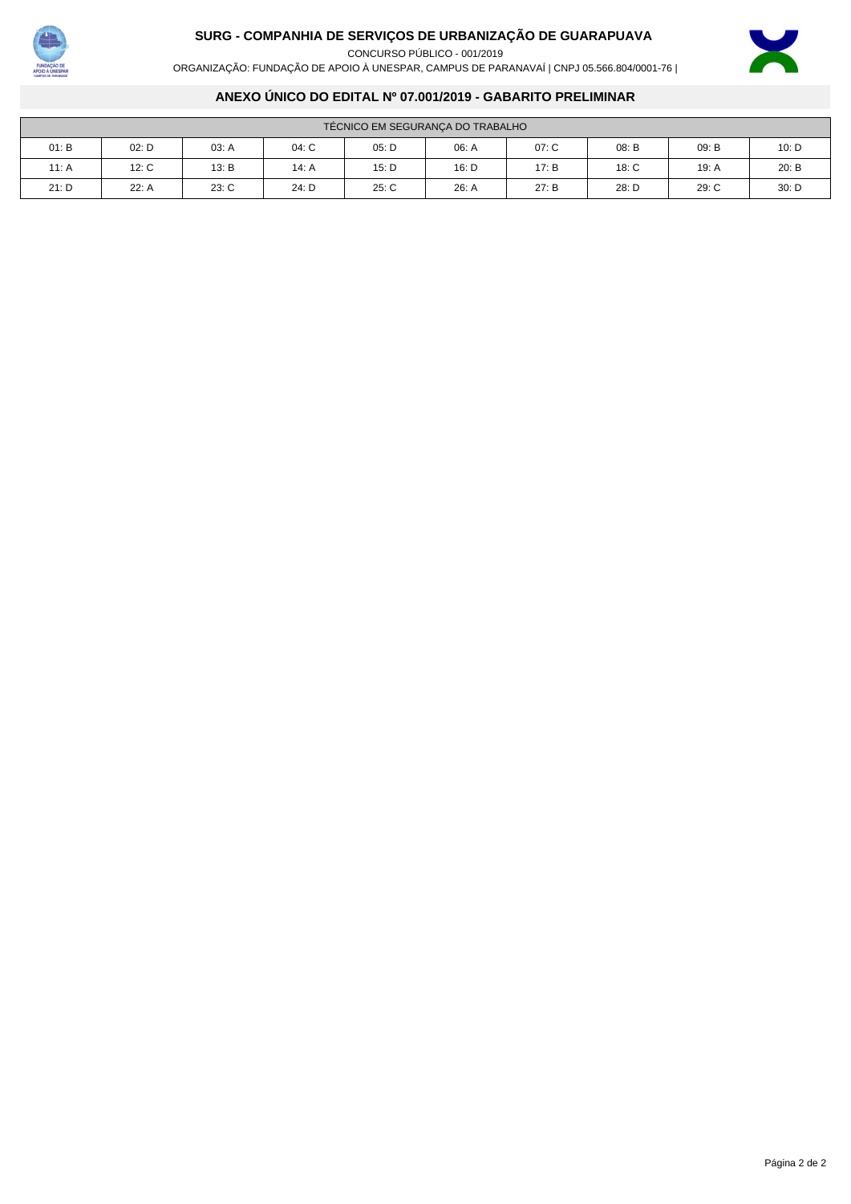# SURG - COMPANHIA DE SERVIÇOS DE URBANIZAÇÃO DE GUARAPUAVA

CONCURSO PÚBLICO - 001/2019

ORGANIZAÇÃO: FUNDAÇÃO DE APOIO À UNESPAR, CAMPUS DE PARANAVAÍ | CNPJ 05.566.804/0001-76 |

## ANEXO ÚNICO DO EDITAL Nº 07.001/2019 - GABARITO PRELIMINAR

| TÉCNICO EM SEGURANÇA DO TRABALHO | | | | | | | | | |
|---|---|---|---|---|---|---|---|---|---|
| 01: B | 02: D | 03: A | 04: C | 05: D | 06: A | 07: C | 08: B | 09: B | 10: D |
| 11: A | 12: C | 13: B | 14: A | 15: D | 16: D | 17: B | 18: C | 19: A | 20: B |
| 21: D | 22: A | 23: C | 24: D | 25: C | 26: A | 27: B | 28: D | 29: C | 30: D |